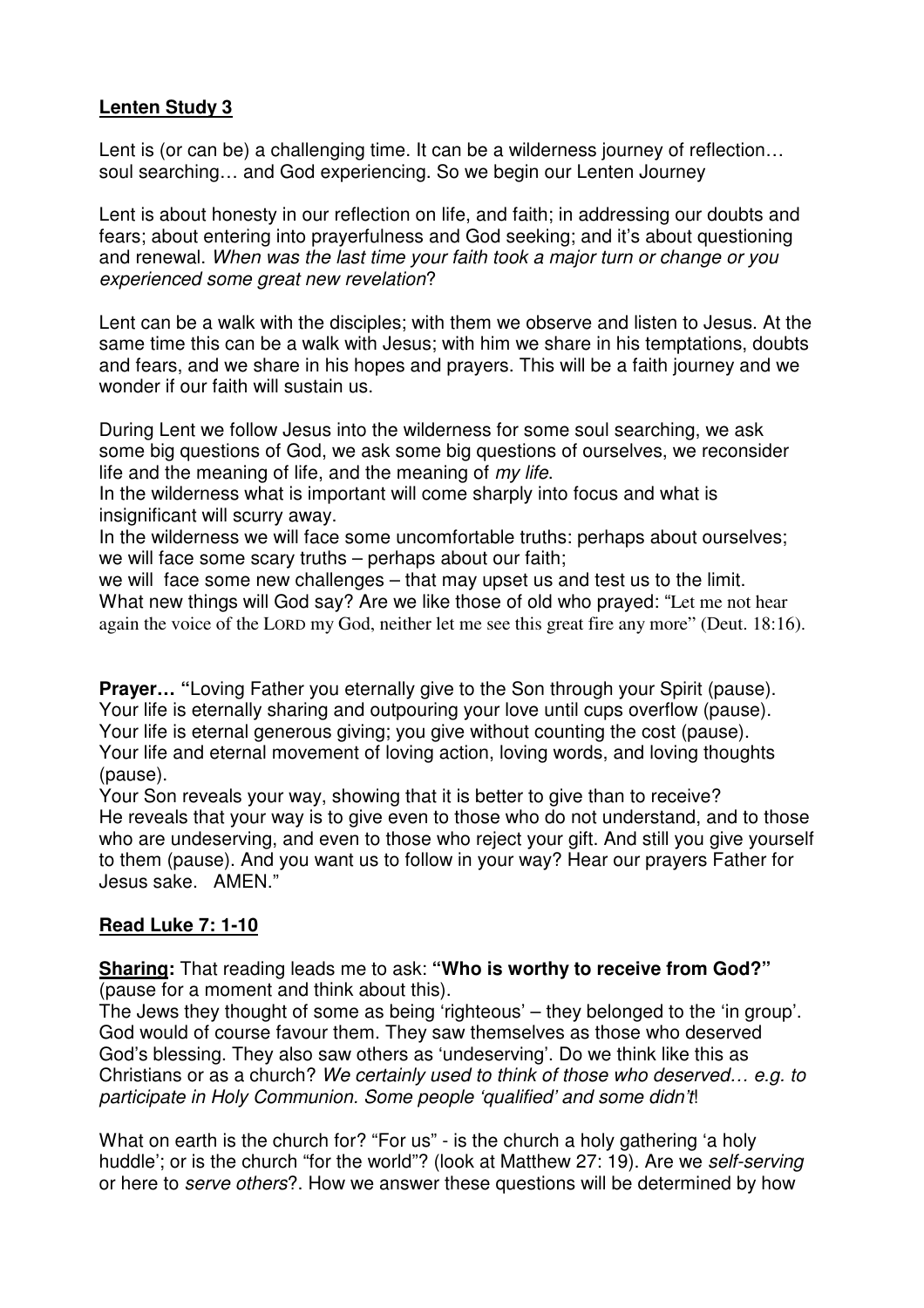**Lenten Study 3**

Lent is (or can be) a challenging time. It can be a wilderness journey of reflection… soul searching… and God experiencing. So we begin our Lenten Journey

Lent is about honesty in our reflection on life, and faith; in addressing our doubts and fears; about entering into prayerfulness and God seeking; and it's about questioning and renewal. *When was the last time your faith took a major turn or change or you experienced some great new revelation*?

Lent can be a walk with the disciples; with them we observe and listen to Jesus. At the same time this can be a walk with Jesus; with him we share in his temptations, doubts and fears, and we share in his hopes and prayers. This will be a faith journey and we wonder if our faith will sustain us.

During Lent we follow Jesus into the wilderness for some soul searching, we ask some big questions of God, we ask some big questions of ourselves, we reconsider life and the meaning of life, and the meaning of *my life*.
In the wilderness what is important will come sharply into focus and what is insignificant will scurry away.
In the wilderness we will face some uncomfortable truths: perhaps about ourselves; we will face some scary truths – perhaps about our faith;
we will face some new challenges – that may upset us and test us to the limit.
What new things will God say? Are we like those of old who prayed: "Let me not hear again the voice of the LORD my God, neither let me see this great fire any more" (Deut. 18:16).

**Prayer… "**Loving Father you eternally give to the Son through your Spirit (pause).
Your life is eternally sharing and outpouring your love until cups overflow (pause).
Your life is eternal generous giving; you give without counting the cost (pause).
Your life and eternal movement of loving action, loving words, and loving thoughts (pause).
Your Son reveals your way, showing that it is better to give than to receive?
He reveals that your way is to give even to those who do not understand, and to those who are undeserving, and even to those who reject your gift. And still you give yourself to them (pause). And you want us to follow in your way? Hear our prayers Father for Jesus sake. AMEN."

**Read Luke 7: 1-10**

**Sharing:** That reading leads me to ask: **"Who is worthy to receive from God?"** (pause for a moment and think about this).
The Jews they thought of some as being 'righteous' – they belonged to the 'in group'. God would of course favour them. They saw themselves as those who deserved God's blessing. They also saw others as 'undeserving'. Do we think like this as Christians or as a church? *We certainly used to think of those who deserved… e.g. to participate in Holy Communion. Some people 'qualified' and some didn't*!

What on earth is the church for? "For us" - is the church a holy gathering 'a holy huddle'; or is the church "for the world"? (look at Matthew 27: 19). Are we *self-serving* or here to *serve others*?. How we answer these questions will be determined by how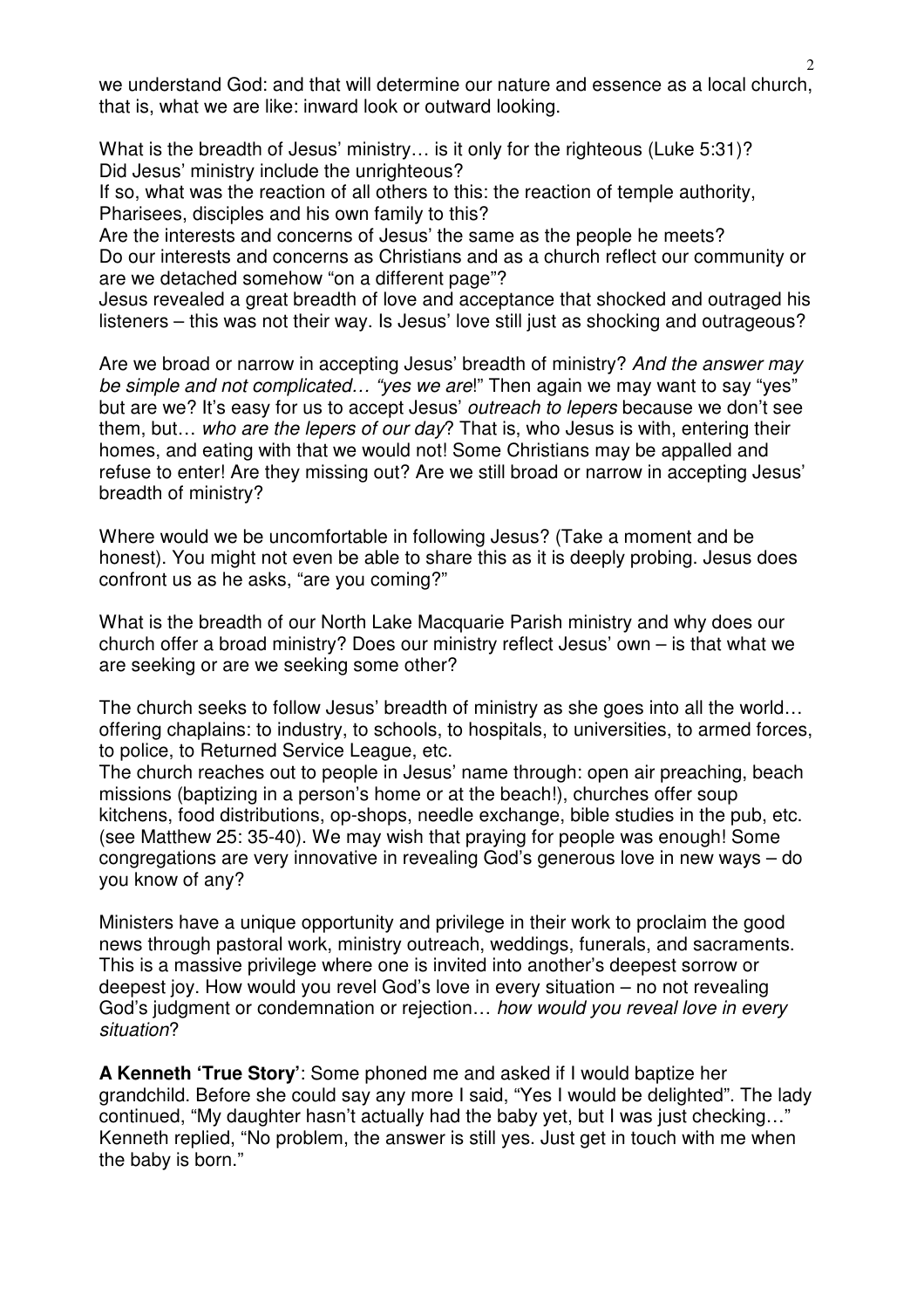we understand God: and that will determine our nature and essence as a local church, that is, what we are like: inward look or outward looking.

What is the breadth of Jesus' ministry… is it only for the righteous (Luke 5:31)? Did Jesus' ministry include the unrighteous?
If so, what was the reaction of all others to this: the reaction of temple authority, Pharisees, disciples and his own family to this?
Are the interests and concerns of Jesus' the same as the people he meets?
Do our interests and concerns as Christians and as a church reflect our community or are we detached somehow "on a different page"?
Jesus revealed a great breadth of love and acceptance that shocked and outraged his listeners – this was not their way. Is Jesus' love still just as shocking and outrageous?

Are we broad or narrow in accepting Jesus' breadth of ministry? *And the answer may be simple and not complicated… "yes we are*!" Then again we may want to say "yes" but are we? It's easy for us to accept Jesus' *outreach to lepers* because we don't see them, but… *who are the lepers of our day*? That is, who Jesus is with, entering their homes, and eating with that we would not! Some Christians may be appalled and refuse to enter! Are they missing out? Are we still broad or narrow in accepting Jesus' breadth of ministry?

Where would we be uncomfortable in following Jesus? (Take a moment and be honest). You might not even be able to share this as it is deeply probing. Jesus does confront us as he asks, "are you coming?"

What is the breadth of our North Lake Macquarie Parish ministry and why does our church offer a broad ministry? Does our ministry reflect Jesus' own – is that what we are seeking or are we seeking some other?

The church seeks to follow Jesus' breadth of ministry as she goes into all the world… offering chaplains: to industry, to schools, to hospitals, to universities, to armed forces, to police, to Returned Service League, etc.
The church reaches out to people in Jesus' name through: open air preaching, beach missions (baptizing in a person's home or at the beach!), churches offer soup kitchens, food distributions, op-shops, needle exchange, bible studies in the pub, etc. (see Matthew 25: 35-40). We may wish that praying for people was enough! Some congregations are very innovative in revealing God's generous love in new ways – do you know of any?

Ministers have a unique opportunity and privilege in their work to proclaim the good news through pastoral work, ministry outreach, weddings, funerals, and sacraments. This is a massive privilege where one is invited into another's deepest sorrow or deepest joy. How would you revel God's love in every situation – no not revealing God's judgment or condemnation or rejection… *how would you reveal love in every situation*?

**A Kenneth 'True Story'**: Some phoned me and asked if I would baptize her grandchild. Before she could say any more I said, "Yes I would be delighted". The lady continued, "My daughter hasn't actually had the baby yet, but I was just checking…" Kenneth replied, "No problem, the answer is still yes. Just get in touch with me when the baby is born."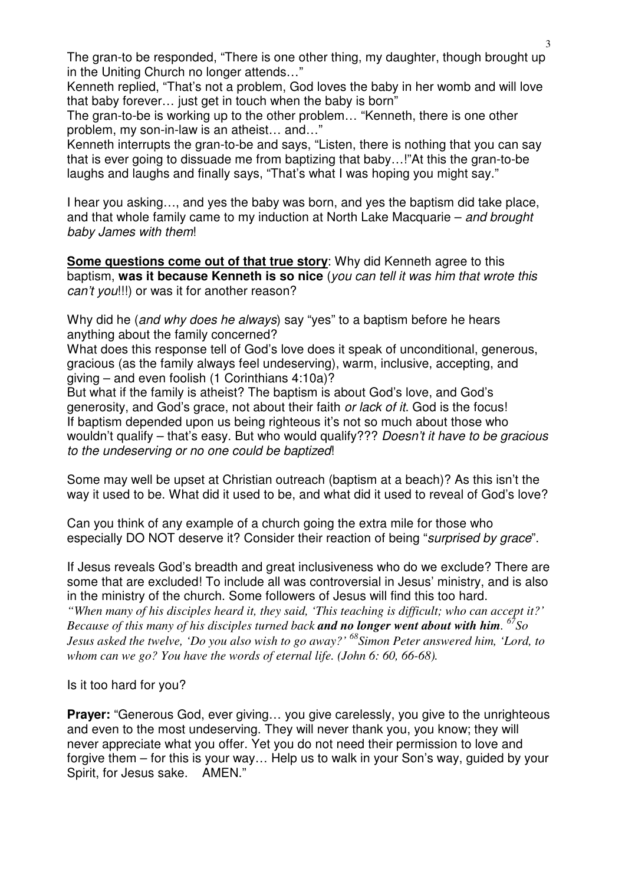The gran-to be responded, "There is one other thing, my daughter, though brought up in the Uniting Church no longer attends…"

Kenneth replied, "That's not a problem, God loves the baby in her womb and will love that baby forever… just get in touch when the baby is born"

The gran-to-be is working up to the other problem… "Kenneth, there is one other problem, my son-in-law is an atheist… and…"

Kenneth interrupts the gran-to-be and says, "Listen, there is nothing that you can say that is ever going to dissuade me from baptizing that baby…!"At this the gran-to-be laughs and laughs and finally says, "That's what I was hoping you might say."

I hear you asking…, and yes the baby was born, and yes the baptism did take place, and that whole family came to my induction at North Lake Macquarie – *and brought baby James with them*!

**Some questions come out of that true story**: Why did Kenneth agree to this baptism, **was it because Kenneth is so nice** (*you can tell it was him that wrote this can't you*!!!) or was it for another reason?

Why did he (*and why does he always*) say "yes" to a baptism before he hears anything about the family concerned?

What does this response tell of God's love does it speak of unconditional, generous, gracious (as the family always feel undeserving), warm, inclusive, accepting, and giving – and even foolish (1 Corinthians 4:10a)?

But what if the family is atheist? The baptism is about God's love, and God's generosity, and God's grace, not about their faith *or lack of it*. God is the focus!

If baptism depended upon us being righteous it's not so much about those who wouldn't qualify – that's easy. But who would qualify??? *Doesn't it have to be gracious to the undeserving or no one could be baptized*!

Some may well be upset at Christian outreach (baptism at a beach)? As this isn't the way it used to be. What did it used to be, and what did it used to reveal of God's love?

Can you think of any example of a church going the extra mile for those who especially DO NOT deserve it? Consider their reaction of being "*surprised by grace*".

If Jesus reveals God's breadth and great inclusiveness who do we exclude? There are some that are excluded! To include all was controversial in Jesus' ministry, and is also in the ministry of the church. Some followers of Jesus will find this too hard.

*"When many of his disciples heard it, they said, 'This teaching is difficult; who can accept it?' Because of this many of his disciples turned back* ***and no longer went about with him****.* [67]*So Jesus asked the twelve, 'Do you also wish to go away?'* [68]*Simon Peter answered him, 'Lord, to whom can we go? You have the words of eternal life. (John 6: 60, 66-68).*

Is it too hard for you?

**Prayer:** "Generous God, ever giving… you give carelessly, you give to the unrighteous and even to the most undeserving. They will never thank you, you know; they will never appreciate what you offer. Yet you do not need their permission to love and forgive them – for this is your way… Help us to walk in your Son's way, guided by your Spirit, for Jesus sake. AMEN."